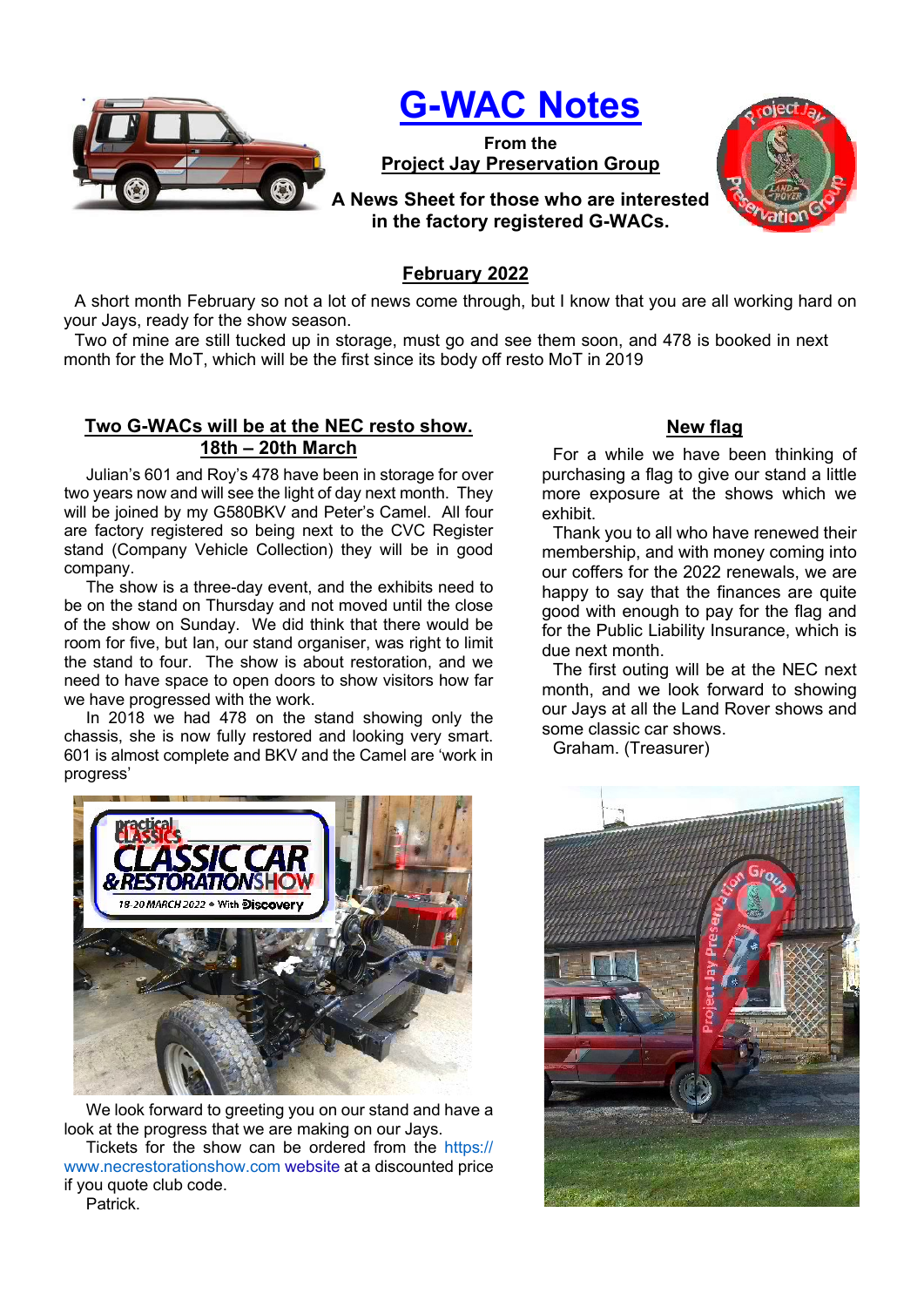# G-WAC Notes

**From the**
**Project Jay Preservation Group**

**A News Sheet for those who are interested in the factory registered G-WACs.**

## February 2022

A short month February so not a lot of news come through, but I know that you are all working hard on your Jays, ready for the show season.

Two of mine are still tucked up in storage, must go and see them soon, and 478 is booked in next month for the MoT, which will be the first since its body off resto MoT in 2019

### Two G-WACs will be at the NEC resto show. 18th – 20th March

Julian's 601 and Roy's 478 have been in storage for over two years now and will see the light of day next month. They will be joined by my G580BKV and Peter's Camel. All four are factory registered so being next to the CVC Register stand (Company Vehicle Collection) they will be in good company.

The show is a three-day event, and the exhibits need to be on the stand on Thursday and not moved until the close of the show on Sunday. We did think that there would be room for five, but Ian, our stand organiser, was right to limit the stand to four. The show is about restoration, and we need to have space to open doors to show visitors how far we have progressed with the work.

In 2018 we had 478 on the stand showing only the chassis, she is now fully restored and looking very smart. 601 is almost complete and BKV and the Camel are 'work in progress'

We look forward to greeting you on our stand and have a look at the progress that we are making on our Jays.

Tickets for the show can be ordered from the https://www.necrestorationshow.com website at a discounted price if you quote club code.

Patrick.

### New flag

For a while we have been thinking of purchasing a flag to give our stand a little more exposure at the shows which we exhibit.

Thank you to all who have renewed their membership, and with money coming into our coffers for the 2022 renewals, we are happy to say that the finances are quite good with enough to pay for the flag and for the Public Liability Insurance, which is due next month.

The first outing will be at the NEC next month, and we look forward to showing our Jays at all the Land Rover shows and some classic car shows.

Graham. (Treasurer)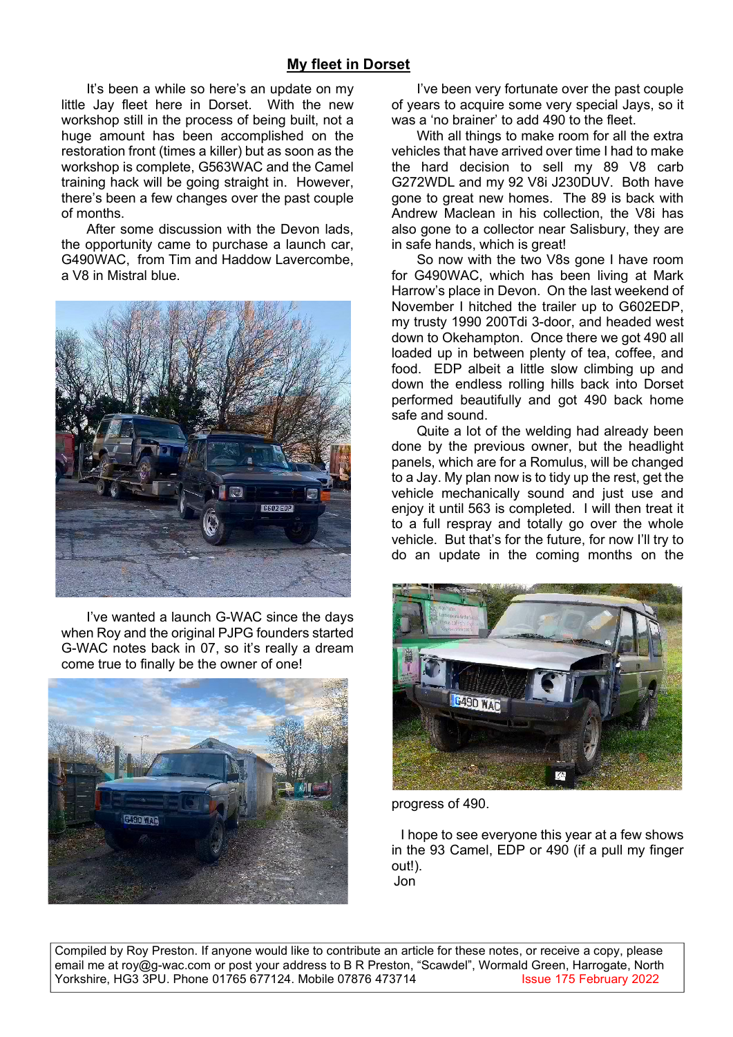## My fleet in Dorset

It's been a while so here's an update on my little Jay fleet here in Dorset. With the new workshop still in the process of being built, not a huge amount has been accomplished on the restoration front (times a killer) but as soon as the workshop is complete, G563WAC and the Camel training hack will be going straight in. However, there's been a few changes over the past couple of months.

After some discussion with the Devon lads, the opportunity came to purchase a launch car, G490WAC, from Tim and Haddow Lavercombe, a V8 in Mistral blue.

I've wanted a launch G-WAC since the days when Roy and the original PJPG founders started G-WAC notes back in 07, so it's really a dream come true to finally be the owner of one!

I've been very fortunate over the past couple of years to acquire some very special Jays, so it was a 'no brainer' to add 490 to the fleet.

With all things to make room for all the extra vehicles that have arrived over time I had to make the hard decision to sell my 89 V8 carb G272WDL and my 92 V8i J230DUV. Both have gone to great new homes. The 89 is back with Andrew Maclean in his collection, the V8i has also gone to a collector near Salisbury, they are in safe hands, which is great!

So now with the two V8s gone I have room for G490WAC, which has been living at Mark Harrow's place in Devon. On the last weekend of November I hitched the trailer up to G602EDP, my trusty 1990 200Tdi 3-door, and headed west down to Okehampton. Once there we got 490 all loaded up in between plenty of tea, coffee, and food. EDP albeit a little slow climbing up and down the endless rolling hills back into Dorset performed beautifully and got 490 back home safe and sound.

Quite a lot of the welding had already been done by the previous owner, but the headlight panels, which are for a Romulus, will be changed to a Jay. My plan now is to tidy up the rest, get the vehicle mechanically sound and just use and enjoy it until 563 is completed. I will then treat it to a full respray and totally go over the whole vehicle. But that's for the future, for now I'll try to do an update in the coming months on the progress of 490.

I hope to see everyone this year at a few shows in the 93 Camel, EDP or 490 (if a pull my finger out!).
Jon

Compiled by Roy Preston. If anyone would like to contribute an article for these notes, or receive a copy, please email me at roy@g-wac.com or post your address to B R Preston, "Scawdel", Wormald Green, Harrogate, North Yorkshire, HG3 3PU. Phone 01765 677124. Mobile 07876 473714 Issue 175 February 2022